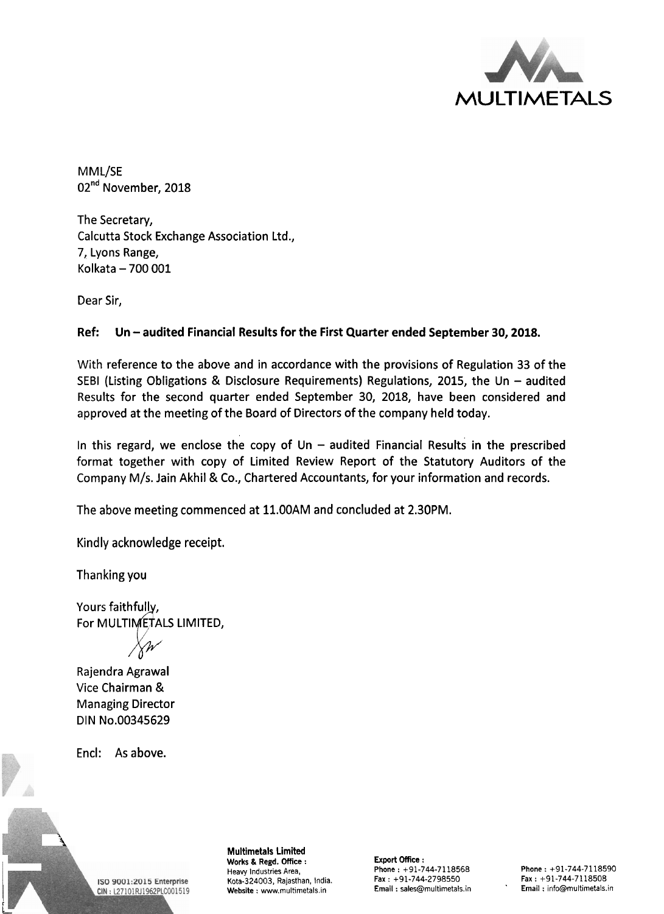MULTIMETALS

MML/SE
02nd November, 2018

The Secretary,
Calcutta Stock Exchange Association Ltd.,
7, Lyons Range,
Kolkata – 700 001

Dear Sir,

**Ref: Un – audited Financial Results for the First Quarter ended September 30, 2018.**

With reference to the above and in accordance with the provisions of Regulation 33 of the SEBI (Listing Obligations & Disclosure Requirements) Regulations, 2015, the Un – audited Results for the second quarter ended September 30, 2018, have been considered and approved at the meeting of the Board of Directors of the company held today.

In this regard, we enclose the copy of Un – audited Financial Results in the prescribed format together with copy of Limited Review Report of the Statutory Auditors of the Company M/s. Jain Akhil & Co., Chartered Accountants, for your information and records.

The above meeting commenced at 11.00AM and concluded at 2.30PM.

Kindly acknowledge receipt.

Thanking you

Yours faithfully,
For MULTIMETALS LIMITED,

Rajendra Agrawal
Vice Chairman &
Managing Director
DIN No.00345629

Encl: As above.

**Multimetals Limited**
Works & Regd. Office :
Heavy Industries Area,
Kota-324003, Rajasthan, India.
Website : www.multimetals.in

ISO 9001:2015 Enterprise
CIN : L27101RJ1962PLC001519

Export Office :
Phone : +91-744-7118568
Fax : +91-744-2798550
Email : sales@multimetals.in

Phone : +91-744-7118590
Fax : +91-744-7118508
Email : info@multimetals.in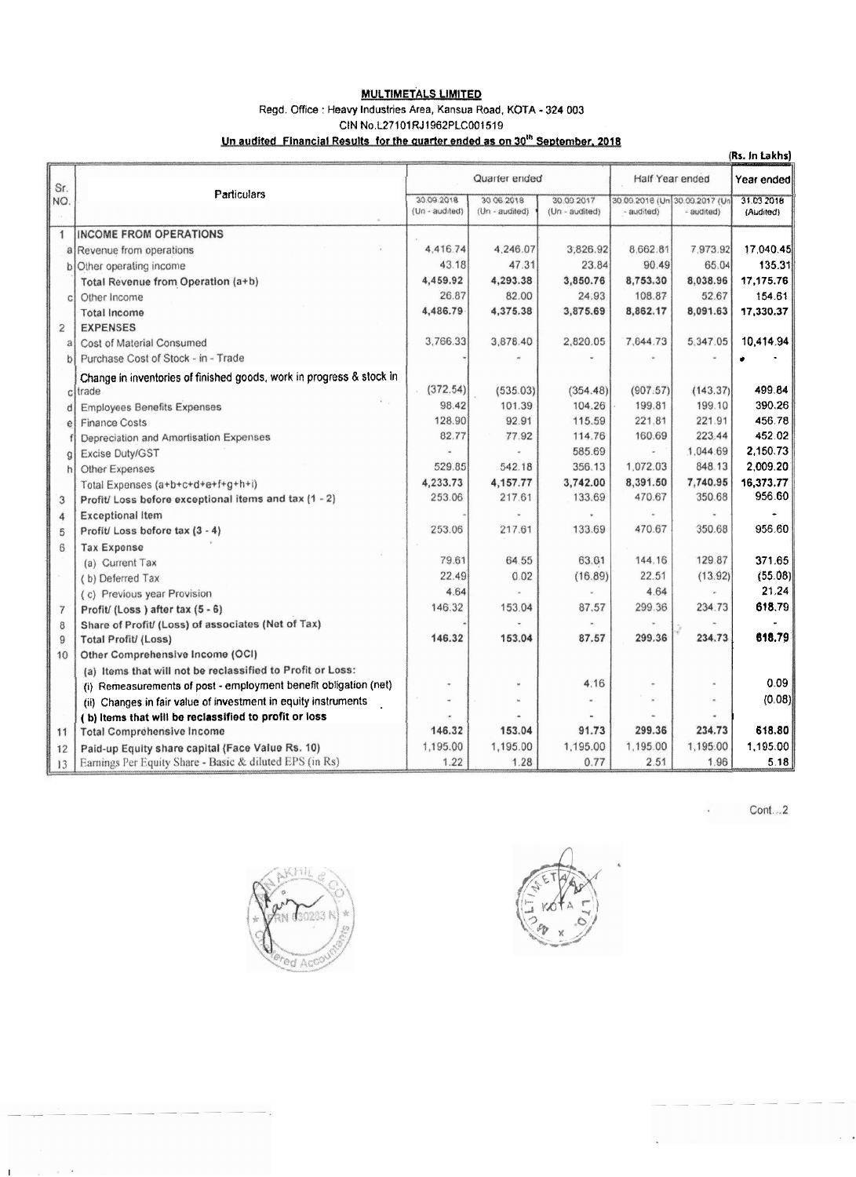**MULTIMETALS LIMITED**

Regd. Office : Heavy Industries Area, Kansua Road, KOTA - 324 003

CIN No.L27101RJ1962PLC001519

**Un audited Financial Results for the quarter ended as on 30th September, 2018**

(Rs. In Lakhs)

| Sr. NO. | | Particulars | Quarter ended | | | Half Year ended | | Year ended |
|---|---|---|---|---|---|---|---|---|
| | | | 30.09.2018 (Un - audited) | 30.06.2018 (Un - audited) | 30.09.2017 (Un - audited) | 30.09.2018 (Un - audited) | 30.09.2017 (Un - audited) | 31.03.2018 (Audited) |
| 1 | | **INCOME FROM OPERATIONS** | | | | | | |
| | a | Revenue from operations | 4,416.74 | 4,246.07 | 3,826.92 | 8,662.81 | 7,973.92 | 17,040.45 |
| | b | Other operating income | 43.18 | 47.31 | 23.84 | 90.49 | 65.04 | 135.31 |
| | | **Total Revenue from Operation (a+b)** | **4,459.92** | **4,293.38** | **3,850.76** | **8,753.30** | **8,038.96** | **17,175.76** |
| | c | Other Income | 26.87 | 82.00 | 24.93 | 108.87 | 52.67 | 154.61 |
| | | **Total Income** | **4,486.79** | **4,375.38** | **3,875.69** | **8,862.17** | **8,091.63** | **17,330.37** |
| 2 | | **EXPENSES** | | | | | | |
| | a | Cost of Material Consumed | 3,766.33 | 3,878.40 | 2,820.05 | 7,644.73 | 5,347.05 | 10,414.94 |
| | b | Purchase Cost of Stock - in - Trade | - | - | - | - | - | - |
| | c | Change in inventories of finished goods, work in progress & stock in trade | (372.54) | (535.03) | (354.48) | (907.57) | (143.37) | 499.84 |
| | d | Employees Benefits Expenses | 98.42 | 101.39 | 104.26 | 199.81 | 199.10 | 390.26 |
| | e | Finance Costs | 128.90 | 92.91 | 115.59 | 221.81 | 221.91 | 456.78 |
| | f | Depreciation and Amortisation Expenses | 82.77 | 77.92 | 114.76 | 160.69 | 223.44 | 452.02 |
| | g | Excise Duty/GST | - | - | 585.69 | - | 1,044.69 | 2,150.73 |
| | h | Other Expenses | 529.85 | 542.18 | 356.13 | 1,072.03 | 848.13 | 2,009.20 |
| | | Total Expenses (a+b+c+d+e+f+g+h+i) | **4,233.73** | **4,157.77** | **3,742.00** | **8,391.50** | **7,740.95** | **16,373.77** |
| 3 | | **Profit/ Loss before exceptional items and tax (1 - 2)** | 253.06 | 217.61 | 133.69 | 470.67 | 350.68 | 956.60 |
| 4 | | **Exceptional Item** | - | - | - | - | - | - |
| 5 | | **Profit/ Loss before tax (3 - 4)** | 253.06 | 217.61 | 133.69 | 470.67 | 350.68 | 956.60 |
| 6 | | **Tax Expense** | | | | | | |
| | | (a) Current Tax | 79.61 | 64.55 | 63.01 | 144.16 | 129.87 | 371.65 |
| | | ( b) Deferred Tax | 22.49 | 0.02 | (16.89) | 22.51 | (13.92) | (55.08) |
| | | ( c) Previous year Provision | 4.64 | - | - | 4.64 | - | 21.24 |
| 7 | | **Profit/ (Loss ) after tax (5 - 6)** | 146.32 | 153.04 | 87.57 | 299.36 | 234.73 | 618.79 |
| 8 | | **Share of Profit/ (Loss) of associates (Net of Tax)** | - | - | - | - | - | - |
| 9 | | **Total Profit/ (Loss)** | **146.32** | **153.04** | **87.57** | **299.36** | **234.73** | **618.79** |
| 10 | | **Other Comprehensive Income (OCI)** | | | | | | |
| | | **(a) Items that will not be reclassified to Profit or Loss:** | | | | | | |
| | | (i) Remeasurements of post - employment benefit obligation (net) | - | - | 4.16 | - | - | 0.09 |
| | | (ii) Changes in fair value of investment in equity instruments | - | - | - | - | - | (0.08) |
| | | **( b) Items that will be reclassified to profit or loss** | - | - | - | - | - | |
| 11 | | **Total Comprehensive Income** | **146.32** | **153.04** | **91.73** | **299.36** | **234.73** | **618.80** |
| 12 | | **Paid-up Equity share capital (Face Value Rs. 10)** | 1,195.00 | 1,195.00 | 1,195.00 | 1,195.00 | 1,195.00 | 1,195.00 |
| 13 | | Earnings Per Equity Share - Basic & diluted EPS (in Rs) | 1.22 | 1.28 | 0.77 | 2.51 | 1.96 | 5.18 |

Cont...2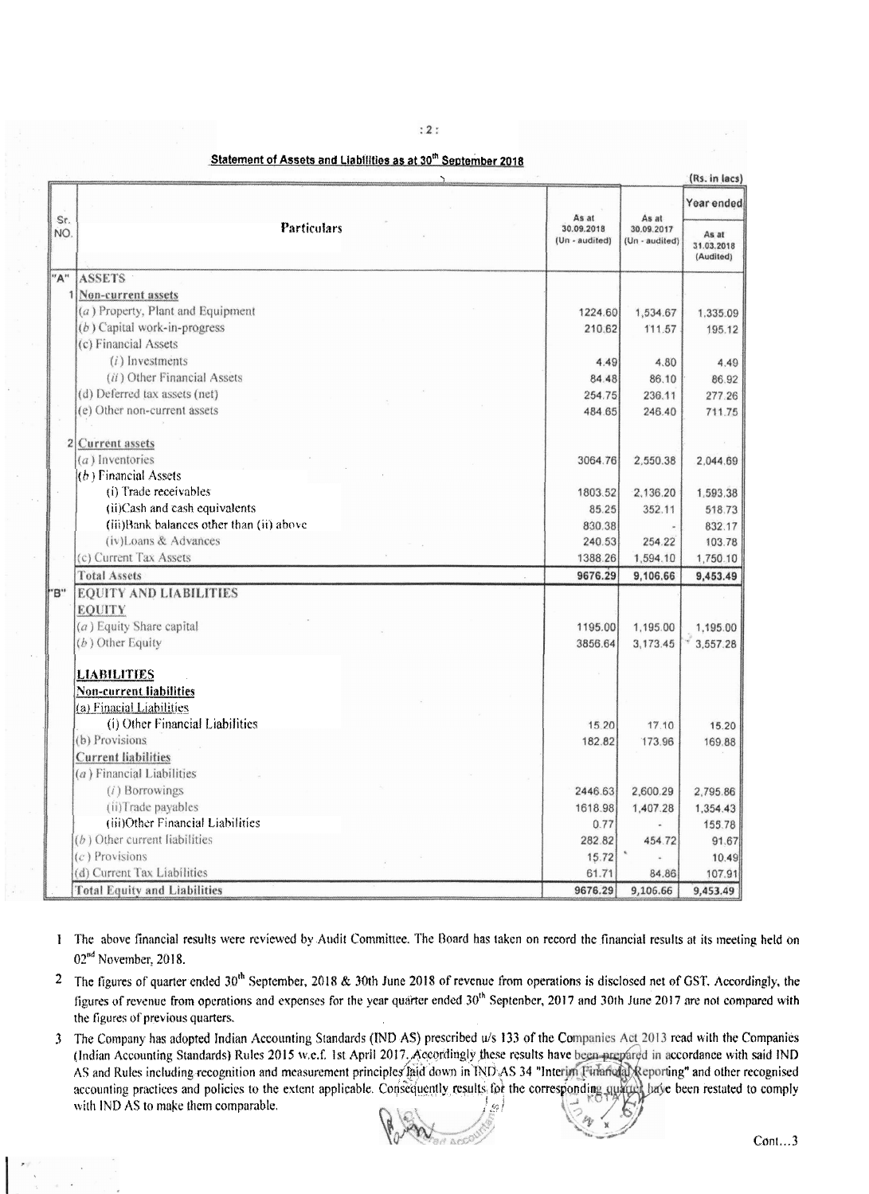## Statement of Assets and Liabilities as at 30th September 2018

(Rs. in lacs)

| Sr. NO. | Particulars | As at 30.09.2018 (Un - audited) | As at 30.09.2017 (Un - audited) | Year ended As at 31.03.2018 (Audited) |
|---|---|---|---|---|
| "A" | **ASSETS** | | | |
| 1 | **Non-current assets** | | | |
| | (a) Property, Plant and Equipment | 1224.60 | 1,534.67 | 1,335.09 |
| | (b) Capital work-in-progress | 210.62 | 111.57 | 195.12 |
| | (c) Financial Assets | | | |
| | (i) Investments | 4.49 | 4.80 | 4.49 |
| | (ii) Other Financial Assets | 84.48 | 86.10 | 86.92 |
| | (d) Deferred tax assets (net) | 254.75 | 236.11 | 277.26 |
| | (e) Other non-current assets | 484.65 | 246.40 | 711.75 |
| 2 | **Current assets** | | | |
| | (a) Inventories | 3064.76 | 2,550.38 | 2,044.69 |
| | (b) Financial Assets | | | |
| | (i) Trade receivables | 1803.52 | 2,136.20 | 1,593.38 |
| | (ii)Cash and cash equivalents | 85.25 | 352.11 | 518.73 |
| | (iii)Bank balances other than (ii) above | 830.38 | - | 832.17 |
| | (iv)Loans & Advances | 240.53 | 254.22 | 103.78 |
| | (c) Current Tax Assets | 1388.26 | 1,594.10 | 1,750.10 |
| | **Total Assets** | **9676.29** | **9,106.66** | **9,453.49** |
| "B" | **EQUITY AND LIABILITIES** | | | |
| | **EQUITY** | | | |
| | (a) Equity Share capital | 1195.00 | 1,195.00 | 1,195.00 |
| | (b) Other Equity | 3856.64 | 3,173.45 | 3,557.28 |
| | **LIABILITIES** | | | |
| | **Non-current liabilities** | | | |
| | (a) Finacial Liabilities | | | |
| | (i) Other Financial Liabilities | 15.20 | 17.10 | 15.20 |
| | (b) Provisions | 182.82 | 173.96 | 169.88 |
| | **Current liabilities** | | | |
| | (a) Financial Liabilities | | | |
| | (i) Borrowings | 2446.63 | 2,600.29 | 2,795.86 |
| | (ii)Trade payables | 1618.98 | 1,407.28 | 1,354.43 |
| | (iii)Other Financial Liabilities | 0.77 | - | 155.78 |
| | (b) Other current liabilities | 282.82 | 454.72 | 91.67 |
| | (c) Provisions | 15.72 | - | 10.49 |
| | (d) Current Tax Liabilities | 61.71 | 84.86 | 107.91 |
| | **Total Equity and Liabilities** | **9676.29** | **9,106.66** | **9,453.49** |

1. The above financial results were reviewed by Audit Committee. The Board has taken on record the financial results at its meeting held on 02nd November, 2018.

2. The figures of quarter ended 30th September, 2018 & 30th June 2018 of revenue from operations is disclosed net of GST. Accordingly, the figures of revenue from operations and expenses for the year quarter ended 30th Septenber, 2017 and 30th June 2017 are not compared with the figures of previous quarters.

3. The Company has adopted Indian Accounting Standards (IND AS) prescribed u/s 133 of the Companies Act 2013 read with the Companies (Indian Accounting Standards) Rules 2015 w.e.f. 1st April 2017. Accordingly these results have been prepared in accordance with said IND AS and Rules including recognition and measurement principles laid down in IND AS 34 "Interim Financial Reporting" and other recognised accounting practices and policies to the extent applicable. Consequently results for the corresponding quarter have been restated to comply with IND AS to make them comparable.

Cont...3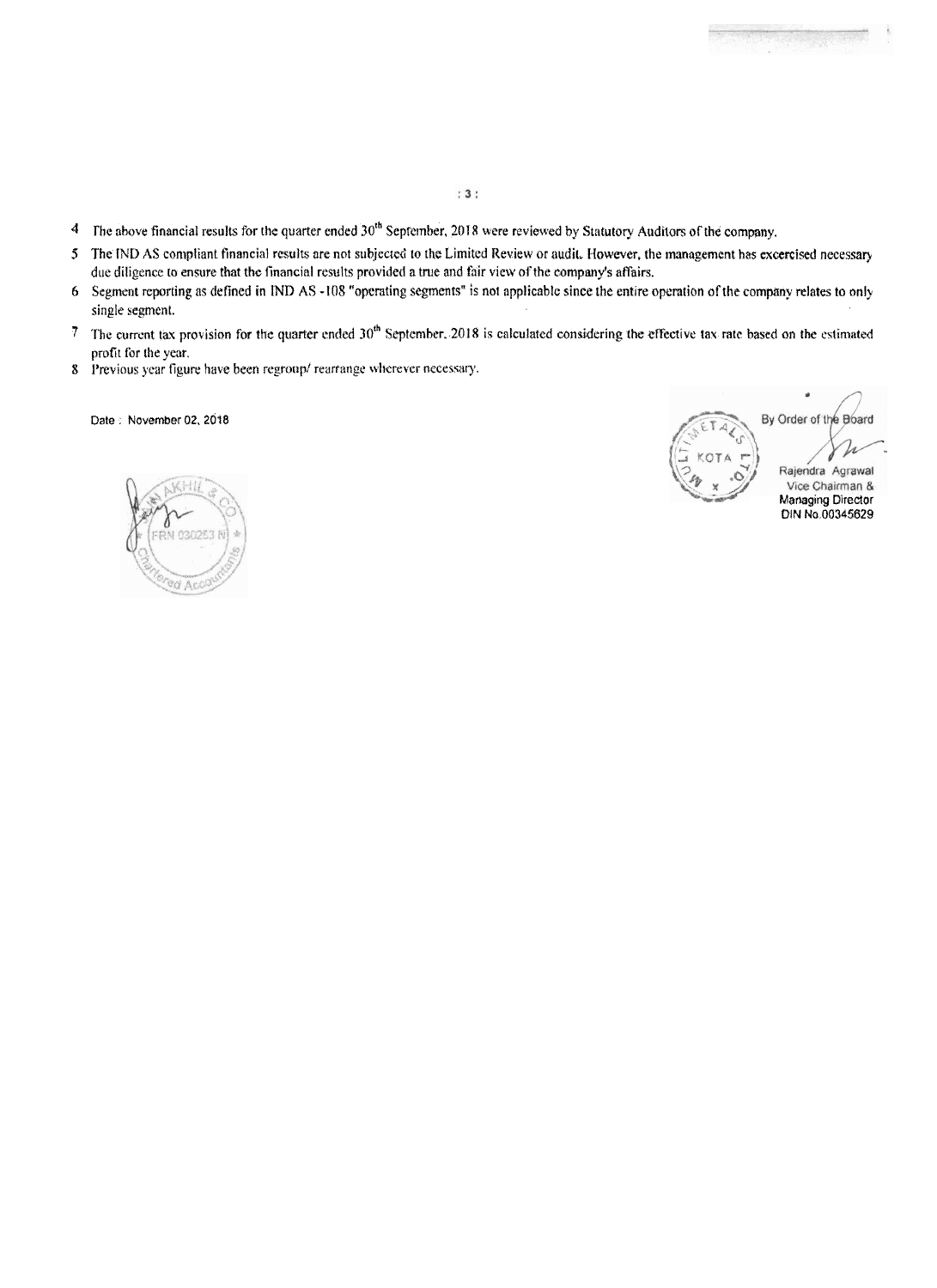4. The above financial results for the quarter ended 30[th] September, 2018 were reviewed by Statutory Auditors of the company.
5. The IND AS compliant financial results are not subjected to the Limited Review or audit. However, the management has excercised necessary due diligence to ensure that the financial results provided a true and fair view of the company's affairs.
6. Segment reporting as defined in IND AS -108 "operating segments" is not applicable since the entire operation of the company relates to only single segment.
7. The current tax provision for the quarter ended 30[th] September, 2018 is calculated considering the effective tax rate based on the estimated profit for the year.
8. Previous year figure have been regroup/ rearrange wherever necessary.

Date : November 02, 2018

By Order of the Board

Rajendra Agrawal
Vice Chairman &
Managing Director
DIN No.00345629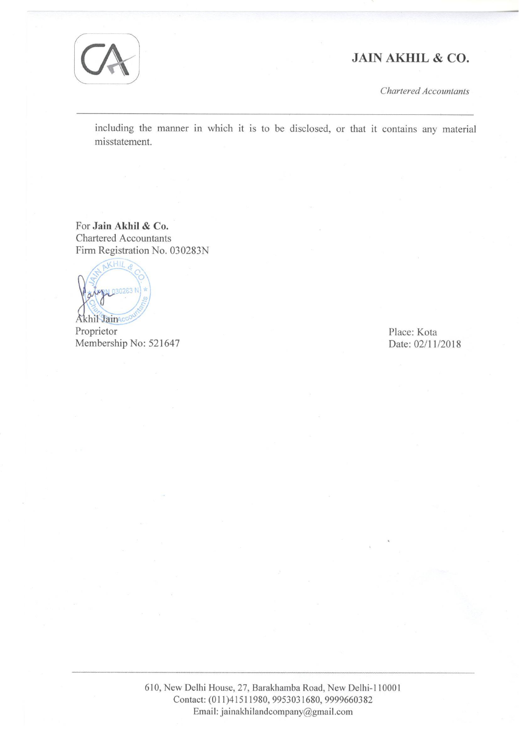including the manner in which it is to be disclosed, or that it contains any material misstatement.

For **Jain Akhil & Co.**
Chartered Accountants
Firm Registration No. 030283N

Akhil Jain
Proprietor
Membership No: 521647

Place: Kota
Date: 02/11/2018